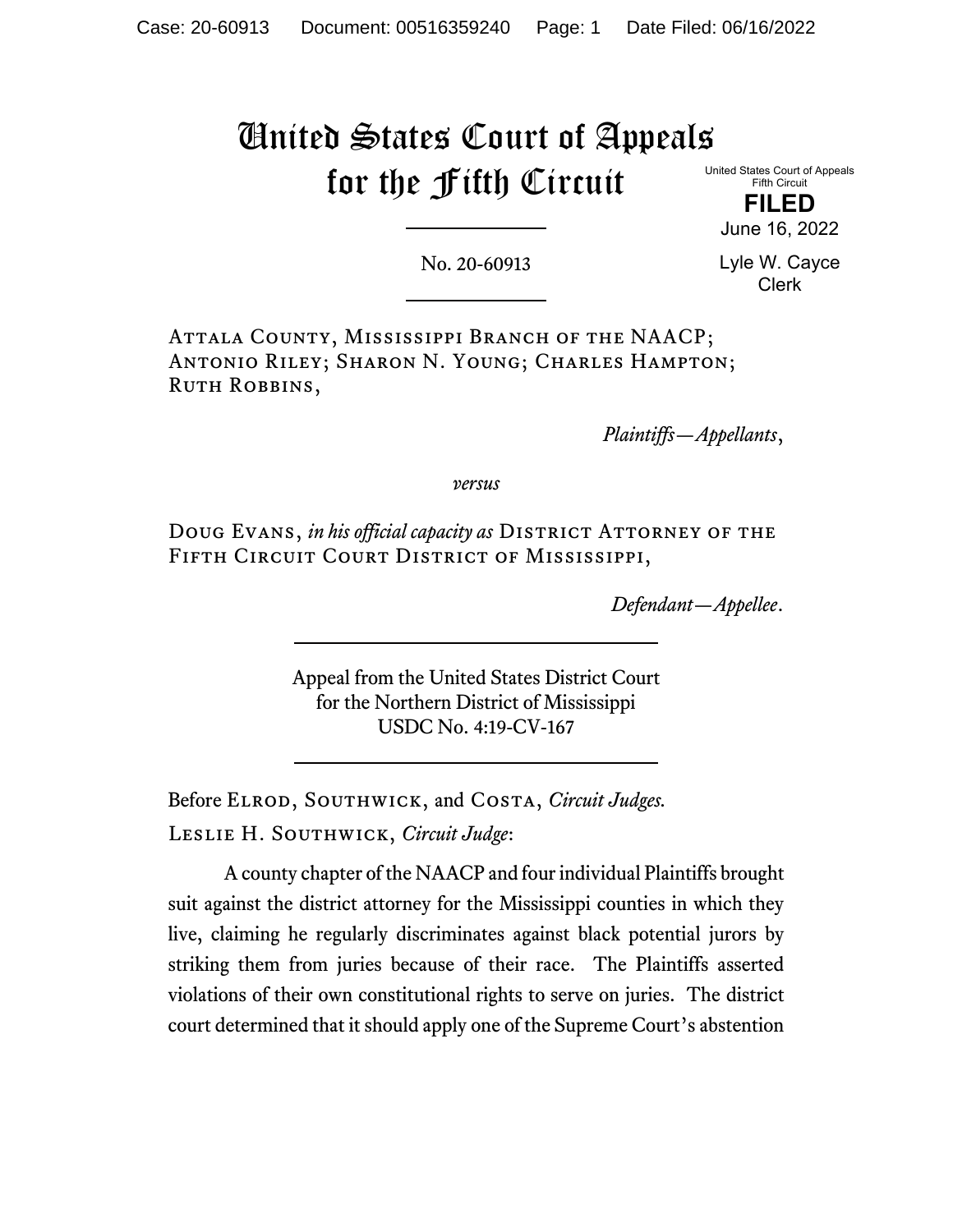# United States Court of Appeals for the Fifth Circuit

United States Court of Appeals
Fifth Circuit

**FILED**

June 16, 2022

Lyle W. Cayce
Clerk

---

No. 20-60913

---

Attala County, Mississippi Branch of the NAACP; Antonio Riley; Sharon N. Young; Charles Hampton; Ruth Robbins,

*Plaintiffs—Appellants*,

*versus*

Doug Evans, *in his official capacity as* District Attorney of the Fifth Circuit Court District of Mississippi,

*Defendant—Appellee*.

---

Appeal from the United States District Court
for the Northern District of Mississippi
USDC No. 4:19-CV-167

---

Before Elrod, Southwick, and Costa, *Circuit Judges.*

Leslie H. Southwick, *Circuit Judge*:

A county chapter of the NAACP and four individual Plaintiffs brought suit against the district attorney for the Mississippi counties in which they live, claiming he regularly discriminates against black potential jurors by striking them from juries because of their race. The Plaintiffs asserted violations of their own constitutional rights to serve on juries. The district court determined that it should apply one of the Supreme Court's abstention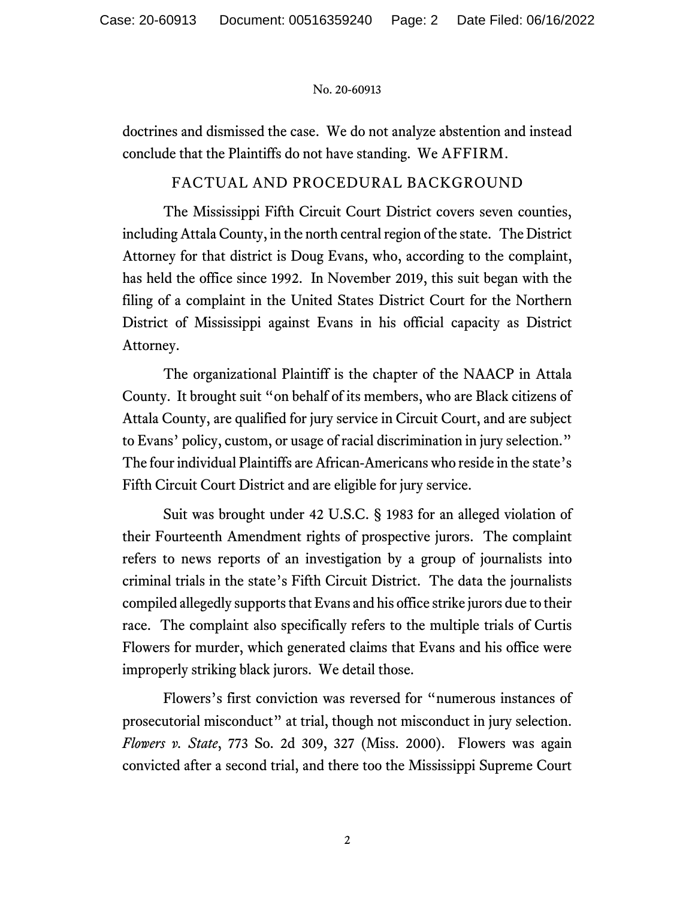doctrines and dismissed the case. We do not analyze abstention and instead conclude that the Plaintiffs do not have standing. We AFFIRM.

## FACTUAL AND PROCEDURAL BACKGROUND

The Mississippi Fifth Circuit Court District covers seven counties, including Attala County, in the north central region of the state. The District Attorney for that district is Doug Evans, who, according to the complaint, has held the office since 1992. In November 2019, this suit began with the filing of a complaint in the United States District Court for the Northern District of Mississippi against Evans in his official capacity as District Attorney.

The organizational Plaintiff is the chapter of the NAACP in Attala County. It brought suit "on behalf of its members, who are Black citizens of Attala County, are qualified for jury service in Circuit Court, and are subject to Evans' policy, custom, or usage of racial discrimination in jury selection." The four individual Plaintiffs are African-Americans who reside in the state's Fifth Circuit Court District and are eligible for jury service.

Suit was brought under 42 U.S.C. § 1983 for an alleged violation of their Fourteenth Amendment rights of prospective jurors. The complaint refers to news reports of an investigation by a group of journalists into criminal trials in the state's Fifth Circuit District. The data the journalists compiled allegedly supports that Evans and his office strike jurors due to their race. The complaint also specifically refers to the multiple trials of Curtis Flowers for murder, which generated claims that Evans and his office were improperly striking black jurors. We detail those.

Flowers's first conviction was reversed for "numerous instances of prosecutorial misconduct" at trial, though not misconduct in jury selection. *Flowers v. State*, 773 So. 2d 309, 327 (Miss. 2000). Flowers was again convicted after a second trial, and there too the Mississippi Supreme Court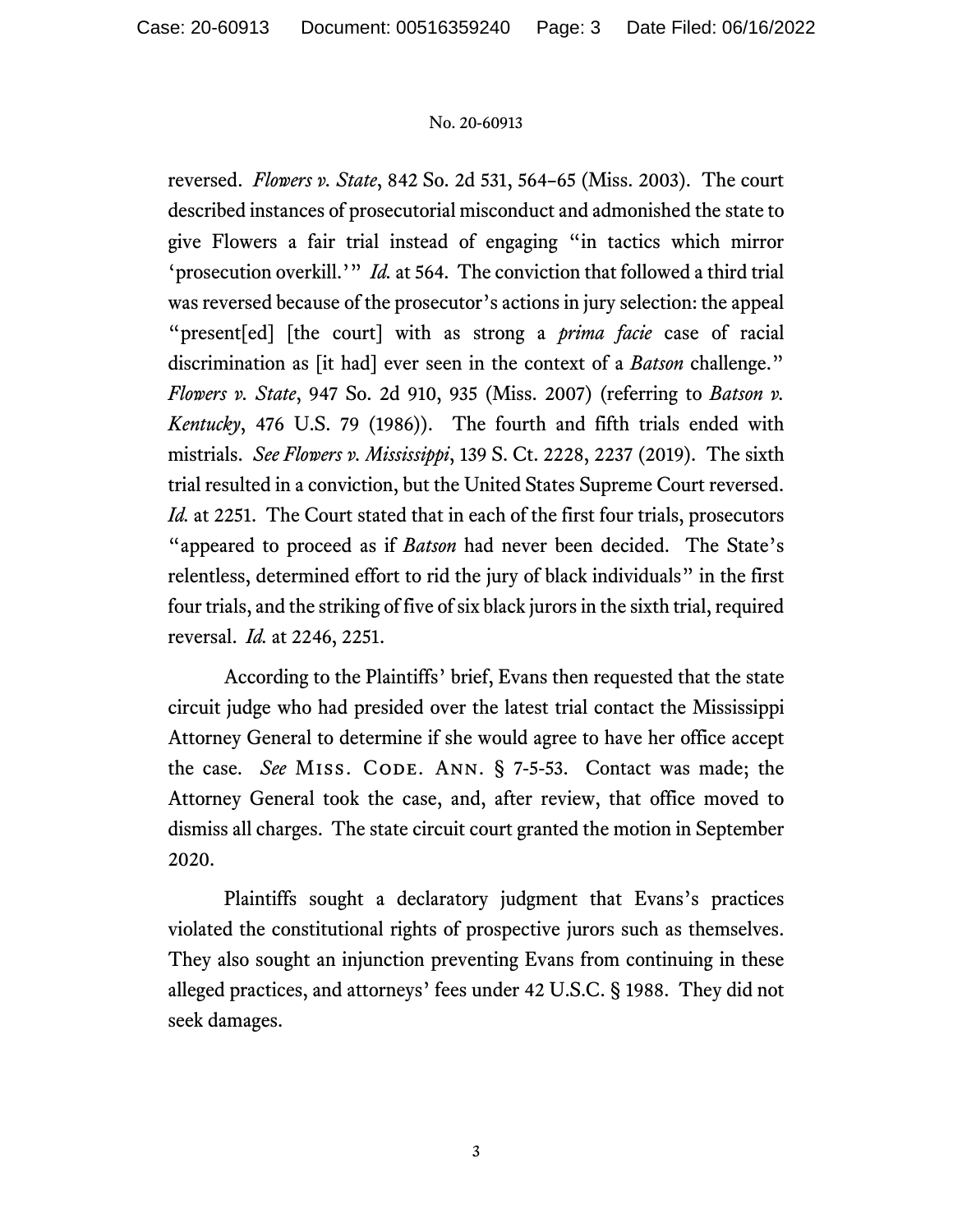reversed. *Flowers v. State*, 842 So. 2d 531, 564–65 (Miss. 2003). The court described instances of prosecutorial misconduct and admonished the state to give Flowers a fair trial instead of engaging "in tactics which mirror 'prosecution overkill.'" *Id.* at 564. The conviction that followed a third trial was reversed because of the prosecutor's actions in jury selection: the appeal "present[ed] [the court] with as strong a *prima facie* case of racial discrimination as [it had] ever seen in the context of a *Batson* challenge." *Flowers v. State*, 947 So. 2d 910, 935 (Miss. 2007) (referring to *Batson v. Kentucky*, 476 U.S. 79 (1986)). The fourth and fifth trials ended with mistrials. *See Flowers v. Mississippi*, 139 S. Ct. 2228, 2237 (2019). The sixth trial resulted in a conviction, but the United States Supreme Court reversed. *Id.* at 2251. The Court stated that in each of the first four trials, prosecutors "appeared to proceed as if *Batson* had never been decided. The State's relentless, determined effort to rid the jury of black individuals" in the first four trials, and the striking of five of six black jurors in the sixth trial, required reversal. *Id.* at 2246, 2251.

According to the Plaintiffs' brief, Evans then requested that the state circuit judge who had presided over the latest trial contact the Mississippi Attorney General to determine if she would agree to have her office accept the case. *See* MISS. CODE. ANN. § 7-5-53. Contact was made; the Attorney General took the case, and, after review, that office moved to dismiss all charges. The state circuit court granted the motion in September 2020.

Plaintiffs sought a declaratory judgment that Evans's practices violated the constitutional rights of prospective jurors such as themselves. They also sought an injunction preventing Evans from continuing in these alleged practices, and attorneys' fees under 42 U.S.C. § 1988. They did not seek damages.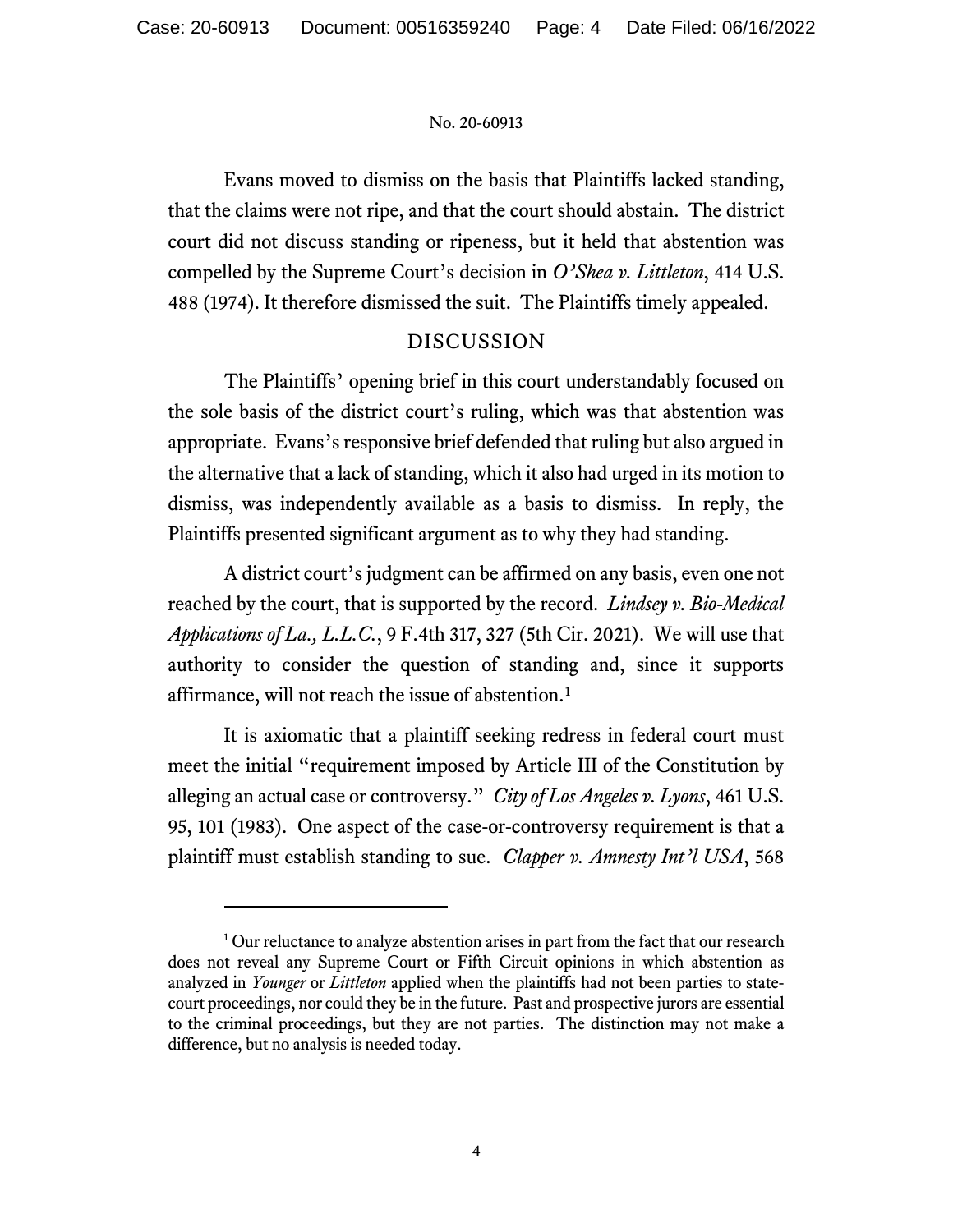Evans moved to dismiss on the basis that Plaintiffs lacked standing, that the claims were not ripe, and that the court should abstain. The district court did not discuss standing or ripeness, but it held that abstention was compelled by the Supreme Court's decision in *O'Shea v. Littleton*, 414 U.S. 488 (1974). It therefore dismissed the suit. The Plaintiffs timely appealed.

## DISCUSSION

The Plaintiffs' opening brief in this court understandably focused on the sole basis of the district court's ruling, which was that abstention was appropriate. Evans's responsive brief defended that ruling but also argued in the alternative that a lack of standing, which it also had urged in its motion to dismiss, was independently available as a basis to dismiss. In reply, the Plaintiffs presented significant argument as to why they had standing.

A district court's judgment can be affirmed on any basis, even one not reached by the court, that is supported by the record. *Lindsey v. Bio-Medical Applications of La., L.L.C.*, 9 F.4th 317, 327 (5th Cir. 2021). We will use that authority to consider the question of standing and, since it supports affirmance, will not reach the issue of abstention.[1]

It is axiomatic that a plaintiff seeking redress in federal court must meet the initial "requirement imposed by Article III of the Constitution by alleging an actual case or controversy." *City of Los Angeles v. Lyons*, 461 U.S. 95, 101 (1983). One aspect of the case-or-controversy requirement is that a plaintiff must establish standing to sue. *Clapper v. Amnesty Int'l USA*, 568

[1] Our reluctance to analyze abstention arises in part from the fact that our research does not reveal any Supreme Court or Fifth Circuit opinions in which abstention as analyzed in *Younger* or *Littleton* applied when the plaintiffs had not been parties to state-court proceedings, nor could they be in the future. Past and prospective jurors are essential to the criminal proceedings, but they are not parties. The distinction may not make a difference, but no analysis is needed today.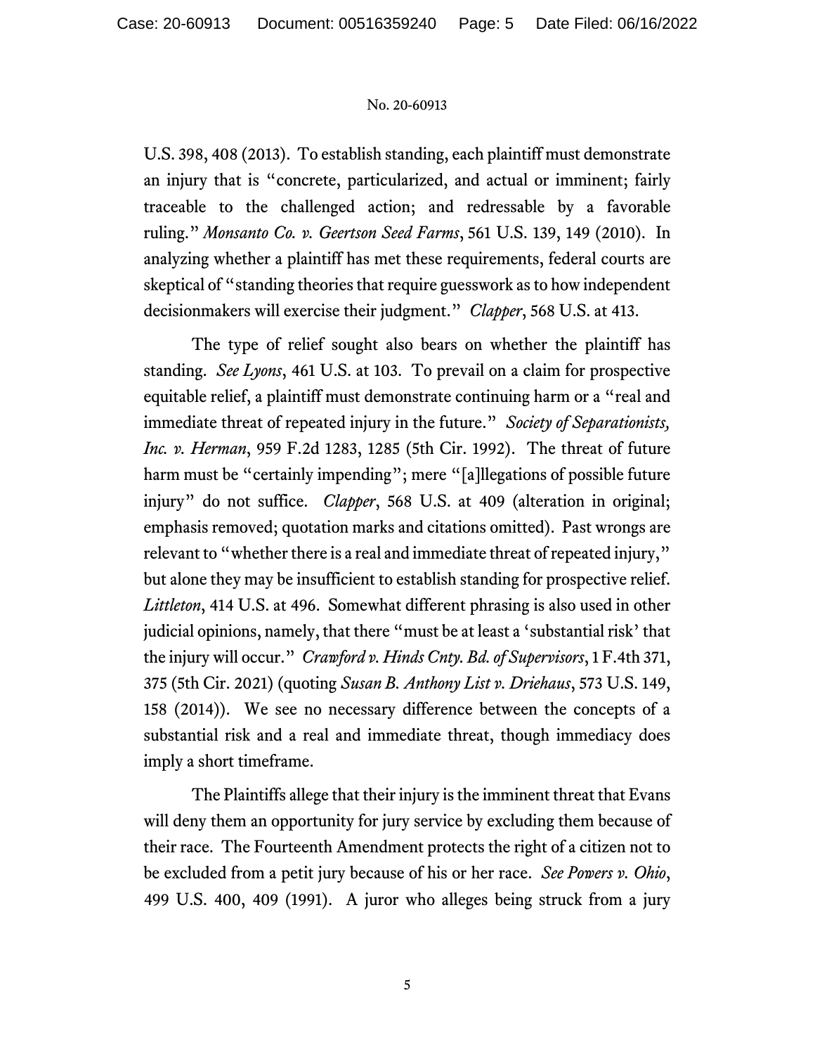U.S. 398, 408 (2013). To establish standing, each plaintiff must demonstrate an injury that is "concrete, particularized, and actual or imminent; fairly traceable to the challenged action; and redressable by a favorable ruling." *Monsanto Co. v. Geertson Seed Farms*, 561 U.S. 139, 149 (2010). In analyzing whether a plaintiff has met these requirements, federal courts are skeptical of "standing theories that require guesswork as to how independent decisionmakers will exercise their judgment." *Clapper*, 568 U.S. at 413.

The type of relief sought also bears on whether the plaintiff has standing. *See Lyons*, 461 U.S. at 103. To prevail on a claim for prospective equitable relief, a plaintiff must demonstrate continuing harm or a "real and immediate threat of repeated injury in the future." *Society of Separationists, Inc. v. Herman*, 959 F.2d 1283, 1285 (5th Cir. 1992). The threat of future harm must be "certainly impending"; mere "[a]llegations of possible future injury" do not suffice. *Clapper*, 568 U.S. at 409 (alteration in original; emphasis removed; quotation marks and citations omitted). Past wrongs are relevant to "whether there is a real and immediate threat of repeated injury," but alone they may be insufficient to establish standing for prospective relief. *Littleton*, 414 U.S. at 496. Somewhat different phrasing is also used in other judicial opinions, namely, that there "must be at least a 'substantial risk' that the injury will occur." *Crawford v. Hinds Cnty. Bd. of Supervisors*, 1 F.4th 371, 375 (5th Cir. 2021) (quoting *Susan B. Anthony List v. Driehaus*, 573 U.S. 149, 158 (2014)). We see no necessary difference between the concepts of a substantial risk and a real and immediate threat, though immediacy does imply a short timeframe.

The Plaintiffs allege that their injury is the imminent threat that Evans will deny them an opportunity for jury service by excluding them because of their race. The Fourteenth Amendment protects the right of a citizen not to be excluded from a petit jury because of his or her race. *See Powers v. Ohio*, 499 U.S. 400, 409 (1991). A juror who alleges being struck from a jury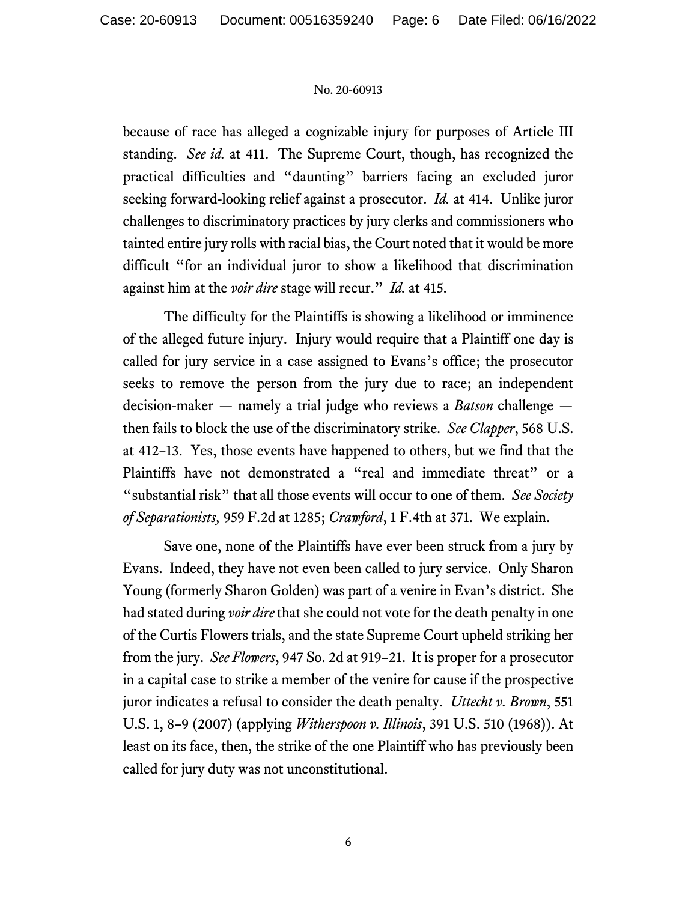because of race has alleged a cognizable injury for purposes of Article III standing. *See id.* at 411. The Supreme Court, though, has recognized the practical difficulties and "daunting" barriers facing an excluded juror seeking forward-looking relief against a prosecutor. *Id.* at 414. Unlike juror challenges to discriminatory practices by jury clerks and commissioners who tainted entire jury rolls with racial bias, the Court noted that it would be more difficult "for an individual juror to show a likelihood that discrimination against him at the *voir dire* stage will recur." *Id.* at 415.

The difficulty for the Plaintiffs is showing a likelihood or imminence of the alleged future injury. Injury would require that a Plaintiff one day is called for jury service in a case assigned to Evans's office; the prosecutor seeks to remove the person from the jury due to race; an independent decision-maker — namely a trial judge who reviews a *Batson* challenge — then fails to block the use of the discriminatory strike. *See Clapper*, 568 U.S. at 412–13. Yes, those events have happened to others, but we find that the Plaintiffs have not demonstrated a "real and immediate threat" or a "substantial risk" that all those events will occur to one of them. *See Society of Separationists,* 959 F.2d at 1285; *Crawford*, 1 F.4th at 371. We explain.

Save one, none of the Plaintiffs have ever been struck from a jury by Evans. Indeed, they have not even been called to jury service. Only Sharon Young (formerly Sharon Golden) was part of a venire in Evan's district. She had stated during *voir dire* that she could not vote for the death penalty in one of the Curtis Flowers trials, and the state Supreme Court upheld striking her from the jury. *See Flowers*, 947 So. 2d at 919–21. It is proper for a prosecutor in a capital case to strike a member of the venire for cause if the prospective juror indicates a refusal to consider the death penalty. *Uttecht v. Brown*, 551 U.S. 1, 8–9 (2007) (applying *Witherspoon v. Illinois*, 391 U.S. 510 (1968)). At least on its face, then, the strike of the one Plaintiff who has previously been called for jury duty was not unconstitutional.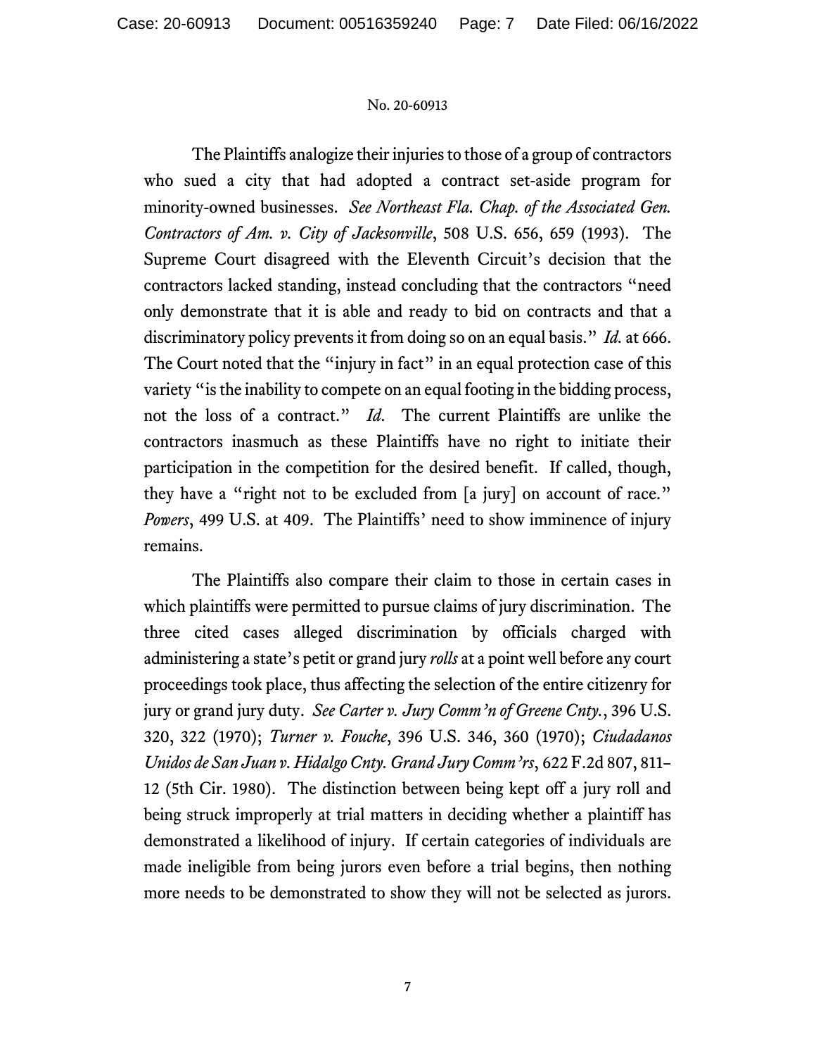The Plaintiffs analogize their injuries to those of a group of contractors who sued a city that had adopted a contract set-aside program for minority-owned businesses. *See Northeast Fla. Chap. of the Associated Gen. Contractors of Am. v. City of Jacksonville*, 508 U.S. 656, 659 (1993). The Supreme Court disagreed with the Eleventh Circuit's decision that the contractors lacked standing, instead concluding that the contractors "need only demonstrate that it is able and ready to bid on contracts and that a discriminatory policy prevents it from doing so on an equal basis." *Id.* at 666. The Court noted that the "injury in fact" in an equal protection case of this variety "is the inability to compete on an equal footing in the bidding process, not the loss of a contract." *Id*. The current Plaintiffs are unlike the contractors inasmuch as these Plaintiffs have no right to initiate their participation in the competition for the desired benefit. If called, though, they have a "right not to be excluded from [a jury] on account of race." *Powers*, 499 U.S. at 409. The Plaintiffs' need to show imminence of injury remains.

The Plaintiffs also compare their claim to those in certain cases in which plaintiffs were permitted to pursue claims of jury discrimination. The three cited cases alleged discrimination by officials charged with administering a state's petit or grand jury *rolls* at a point well before any court proceedings took place, thus affecting the selection of the entire citizenry for jury or grand jury duty. *See Carter v. Jury Comm'n of Greene Cnty.*, 396 U.S. 320, 322 (1970); *Turner v. Fouche*, 396 U.S. 346, 360 (1970); *Ciudadanos Unidos de San Juan v. Hidalgo Cnty. Grand Jury Comm'rs*, 622 F.2d 807, 811–12 (5th Cir. 1980). The distinction between being kept off a jury roll and being struck improperly at trial matters in deciding whether a plaintiff has demonstrated a likelihood of injury. If certain categories of individuals are made ineligible from being jurors even before a trial begins, then nothing more needs to be demonstrated to show they will not be selected as jurors.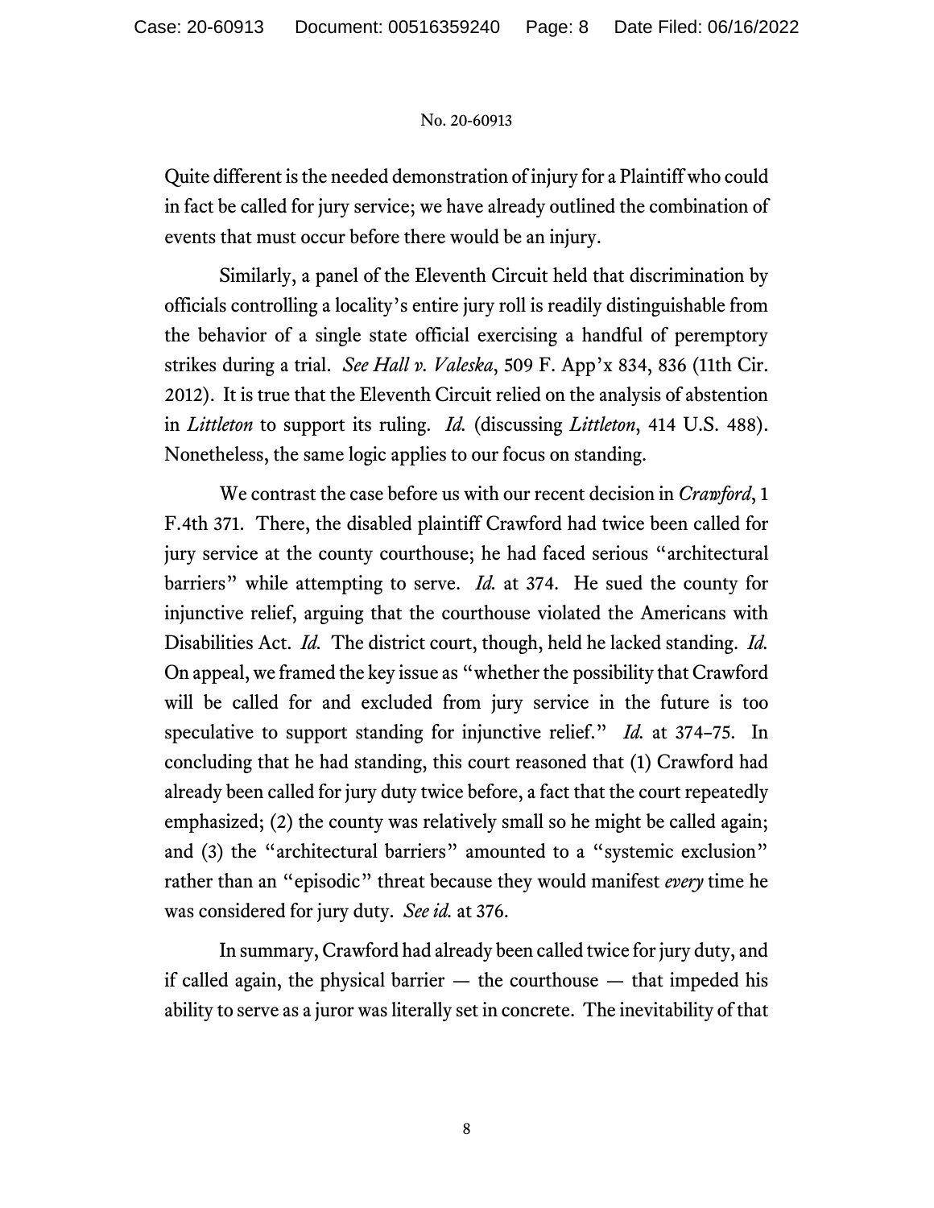Quite different is the needed demonstration of injury for a Plaintiff who could in fact be called for jury service; we have already outlined the combination of events that must occur before there would be an injury.

Similarly, a panel of the Eleventh Circuit held that discrimination by officials controlling a locality's entire jury roll is readily distinguishable from the behavior of a single state official exercising a handful of peremptory strikes during a trial. *See Hall v. Valeska*, 509 F. App'x 834, 836 (11th Cir. 2012). It is true that the Eleventh Circuit relied on the analysis of abstention in *Littleton* to support its ruling. *Id.* (discussing *Littleton*, 414 U.S. 488). Nonetheless, the same logic applies to our focus on standing.

We contrast the case before us with our recent decision in *Crawford*, 1 F.4th 371. There, the disabled plaintiff Crawford had twice been called for jury service at the county courthouse; he had faced serious "architectural barriers" while attempting to serve. *Id.* at 374. He sued the county for injunctive relief, arguing that the courthouse violated the Americans with Disabilities Act. *Id.* The district court, though, held he lacked standing. *Id.* On appeal, we framed the key issue as "whether the possibility that Crawford will be called for and excluded from jury service in the future is too speculative to support standing for injunctive relief." *Id.* at 374–75. In concluding that he had standing, this court reasoned that (1) Crawford had already been called for jury duty twice before, a fact that the court repeatedly emphasized; (2) the county was relatively small so he might be called again; and (3) the "architectural barriers" amounted to a "systemic exclusion" rather than an "episodic" threat because they would manifest *every* time he was considered for jury duty. *See id.* at 376.

In summary, Crawford had already been called twice for jury duty, and if called again, the physical barrier — the courthouse — that impeded his ability to serve as a juror was literally set in concrete. The inevitability of that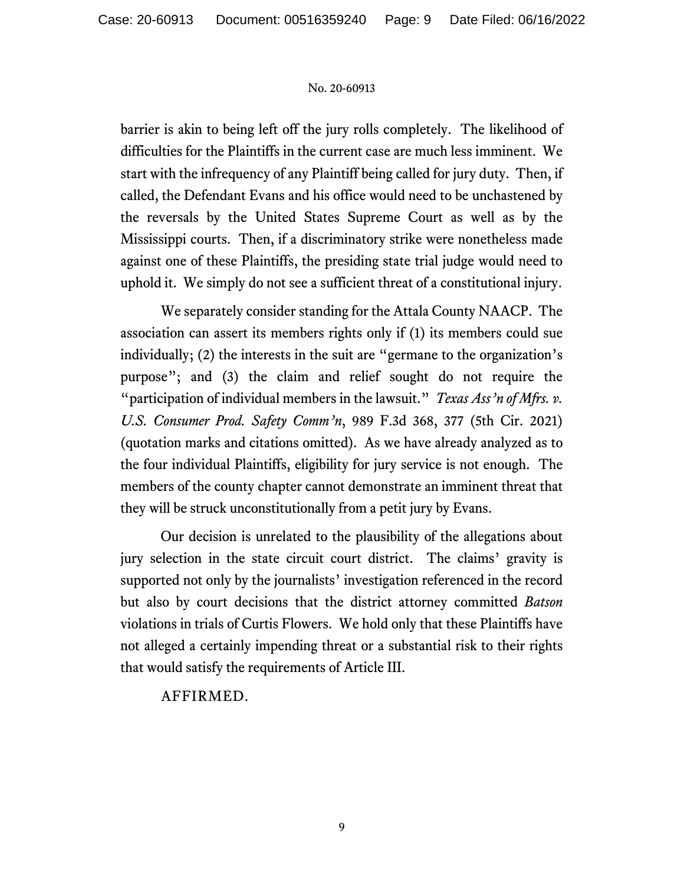barrier is akin to being left off the jury rolls completely. The likelihood of difficulties for the Plaintiffs in the current case are much less imminent. We start with the infrequency of any Plaintiff being called for jury duty. Then, if called, the Defendant Evans and his office would need to be unchastened by the reversals by the United States Supreme Court as well as by the Mississippi courts. Then, if a discriminatory strike were nonetheless made against one of these Plaintiffs, the presiding state trial judge would need to uphold it. We simply do not see a sufficient threat of a constitutional injury.

We separately consider standing for the Attala County NAACP. The association can assert its members rights only if (1) its members could sue individually; (2) the interests in the suit are "germane to the organization's purpose"; and (3) the claim and relief sought do not require the "participation of individual members in the lawsuit." *Texas Ass'n of Mfrs. v. U.S. Consumer Prod. Safety Comm'n*, 989 F.3d 368, 377 (5th Cir. 2021) (quotation marks and citations omitted). As we have already analyzed as to the four individual Plaintiffs, eligibility for jury service is not enough. The members of the county chapter cannot demonstrate an imminent threat that they will be struck unconstitutionally from a petit jury by Evans.

Our decision is unrelated to the plausibility of the allegations about jury selection in the state circuit court district. The claims' gravity is supported not only by the journalists' investigation referenced in the record but also by court decisions that the district attorney committed *Batson* violations in trials of Curtis Flowers. We hold only that these Plaintiffs have not alleged a certainly impending threat or a substantial risk to their rights that would satisfy the requirements of Article III.

AFFIRMED.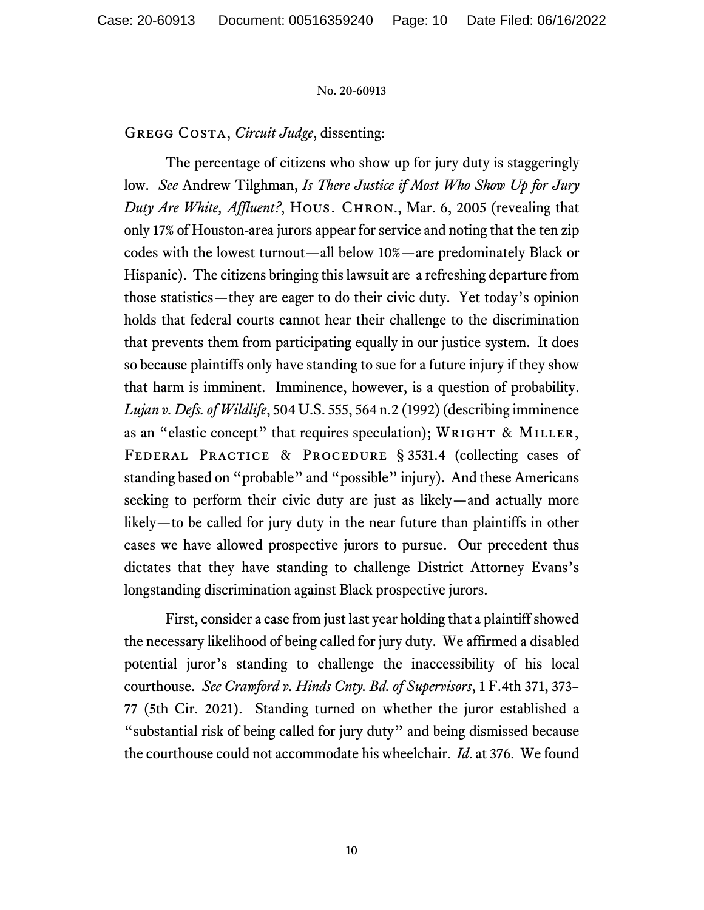Gregg Costa, *Circuit Judge*, dissenting:

The percentage of citizens who show up for jury duty is staggeringly low. *See* Andrew Tilghman, *Is There Justice if Most Who Show Up for Jury Duty Are White, Affluent?*, Hous. Chron., Mar. 6, 2005 (revealing that only 17% of Houston-area jurors appear for service and noting that the ten zip codes with the lowest turnout—all below 10%—are predominately Black or Hispanic). The citizens bringing this lawsuit are a refreshing departure from those statistics—they are eager to do their civic duty. Yet today's opinion holds that federal courts cannot hear their challenge to the discrimination that prevents them from participating equally in our justice system. It does so because plaintiffs only have standing to sue for a future injury if they show that harm is imminent. Imminence, however, is a question of probability. *Lujan v. Defs. of Wildlife*, 504 U.S. 555, 564 n.2 (1992) (describing imminence as an "elastic concept" that requires speculation); Wright & Miller, Federal Practice & Procedure § 3531.4 (collecting cases of standing based on "probable" and "possible" injury). And these Americans seeking to perform their civic duty are just as likely—and actually more likely—to be called for jury duty in the near future than plaintiffs in other cases we have allowed prospective jurors to pursue. Our precedent thus dictates that they have standing to challenge District Attorney Evans's longstanding discrimination against Black prospective jurors.

First, consider a case from just last year holding that a plaintiff showed the necessary likelihood of being called for jury duty. We affirmed a disabled potential juror's standing to challenge the inaccessibility of his local courthouse. *See Crawford v. Hinds Cnty. Bd. of Supervisors*, 1 F.4th 371, 373–77 (5th Cir. 2021). Standing turned on whether the juror established a "substantial risk of being called for jury duty" and being dismissed because the courthouse could not accommodate his wheelchair. *Id.* at 376. We found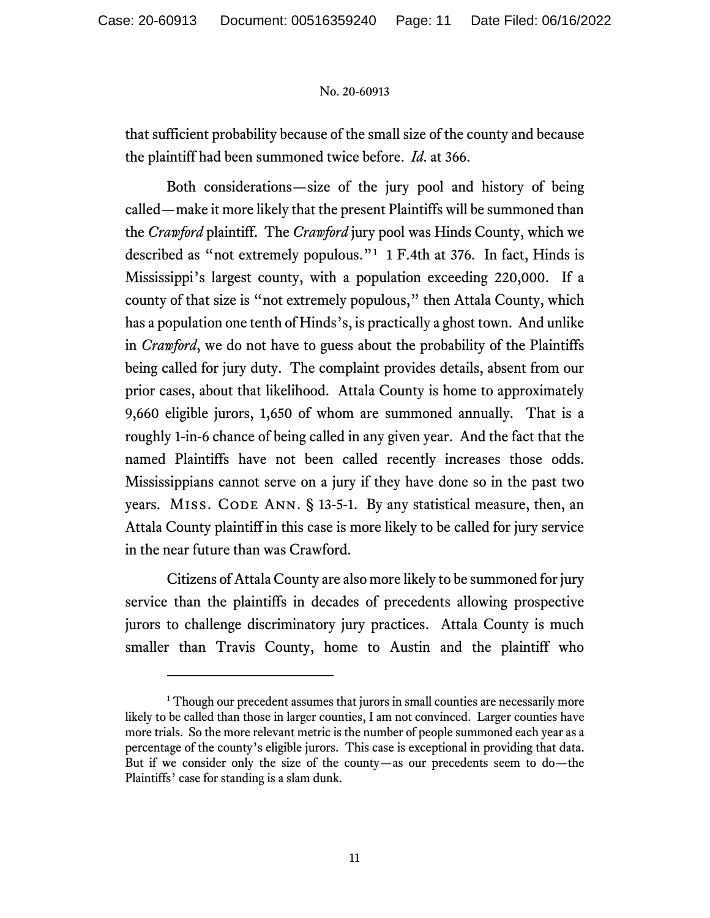that sufficient probability because of the small size of the county and because the plaintiff had been summoned twice before. *Id.* at 366.

Both considerations—size of the jury pool and history of being called—make it more likely that the present Plaintiffs will be summoned than the *Crawford* plaintiff. The *Crawford* jury pool was Hinds County, which we described as "not extremely populous."[1] 1 F.4th at 376. In fact, Hinds is Mississippi's largest county, with a population exceeding 220,000. If a county of that size is "not extremely populous," then Attala County, which has a population one tenth of Hinds's, is practically a ghost town. And unlike in *Crawford*, we do not have to guess about the probability of the Plaintiffs being called for jury duty. The complaint provides details, absent from our prior cases, about that likelihood. Attala County is home to approximately 9,660 eligible jurors, 1,650 of whom are summoned annually. That is a roughly 1-in-6 chance of being called in any given year. And the fact that the named Plaintiffs have not been called recently increases those odds. Mississippians cannot serve on a jury if they have done so in the past two years. MISS. CODE ANN. § 13-5-1. By any statistical measure, then, an Attala County plaintiff in this case is more likely to be called for jury service in the near future than was Crawford.

Citizens of Attala County are also more likely to be summoned for jury service than the plaintiffs in decades of precedents allowing prospective jurors to challenge discriminatory jury practices. Attala County is much smaller than Travis County, home to Austin and the plaintiff who

---

[1] Though our precedent assumes that jurors in small counties are necessarily more likely to be called than those in larger counties, I am not convinced. Larger counties have more trials. So the more relevant metric is the number of people summoned each year as a percentage of the county's eligible jurors. This case is exceptional in providing that data. But if we consider only the size of the county—as our precedents seem to do—the Plaintiffs' case for standing is a slam dunk.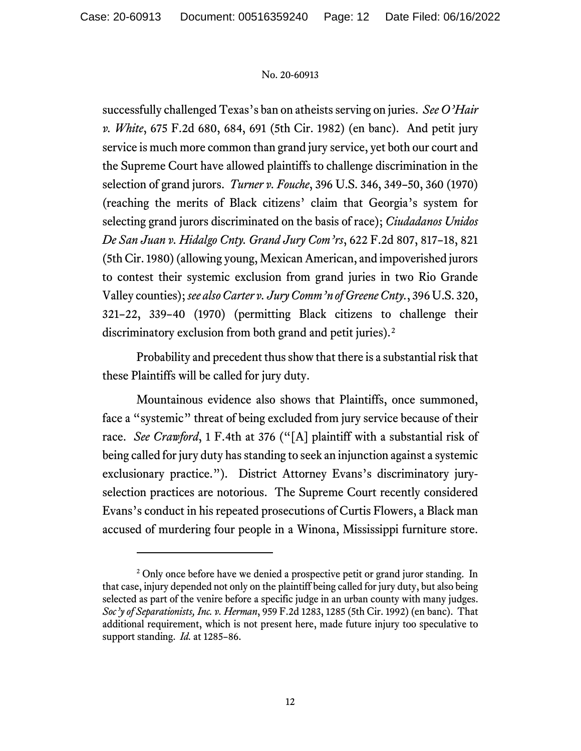successfully challenged Texas's ban on atheists serving on juries. *See O'Hair v. White*, 675 F.2d 680, 684, 691 (5th Cir. 1982) (en banc). And petit jury service is much more common than grand jury service, yet both our court and the Supreme Court have allowed plaintiffs to challenge discrimination in the selection of grand jurors. *Turner v. Fouche*, 396 U.S. 346, 349–50, 360 (1970) (reaching the merits of Black citizens' claim that Georgia's system for selecting grand jurors discriminated on the basis of race); *Ciudadanos Unidos De San Juan v. Hidalgo Cnty. Grand Jury Com'rs*, 622 F.2d 807, 817–18, 821 (5th Cir. 1980) (allowing young, Mexican American, and impoverished jurors to contest their systemic exclusion from grand juries in two Rio Grande Valley counties); *see also Carter v. Jury Comm'n of Greene Cnty.*, 396 U.S. 320, 321–22, 339–40 (1970) (permitting Black citizens to challenge their discriminatory exclusion from both grand and petit juries).[2]

Probability and precedent thus show that there is a substantial risk that these Plaintiffs will be called for jury duty.

Mountainous evidence also shows that Plaintiffs, once summoned, face a "systemic" threat of being excluded from jury service because of their race. *See Crawford*, 1 F.4th at 376 ("[A] plaintiff with a substantial risk of being called for jury duty has standing to seek an injunction against a systemic exclusionary practice."). District Attorney Evans's discriminatory jury-selection practices are notorious. The Supreme Court recently considered Evans's conduct in his repeated prosecutions of Curtis Flowers, a Black man accused of murdering four people in a Winona, Mississippi furniture store.

---

[2] Only once before have we denied a prospective petit or grand juror standing. In that case, injury depended not only on the plaintiff being called for jury duty, but also being selected as part of the venire before a specific judge in an urban county with many judges. *Soc'y of Separationists, Inc. v. Herman*, 959 F.2d 1283, 1285 (5th Cir. 1992) (en banc). That additional requirement, which is not present here, made future injury too speculative to support standing. *Id.* at 1285–86.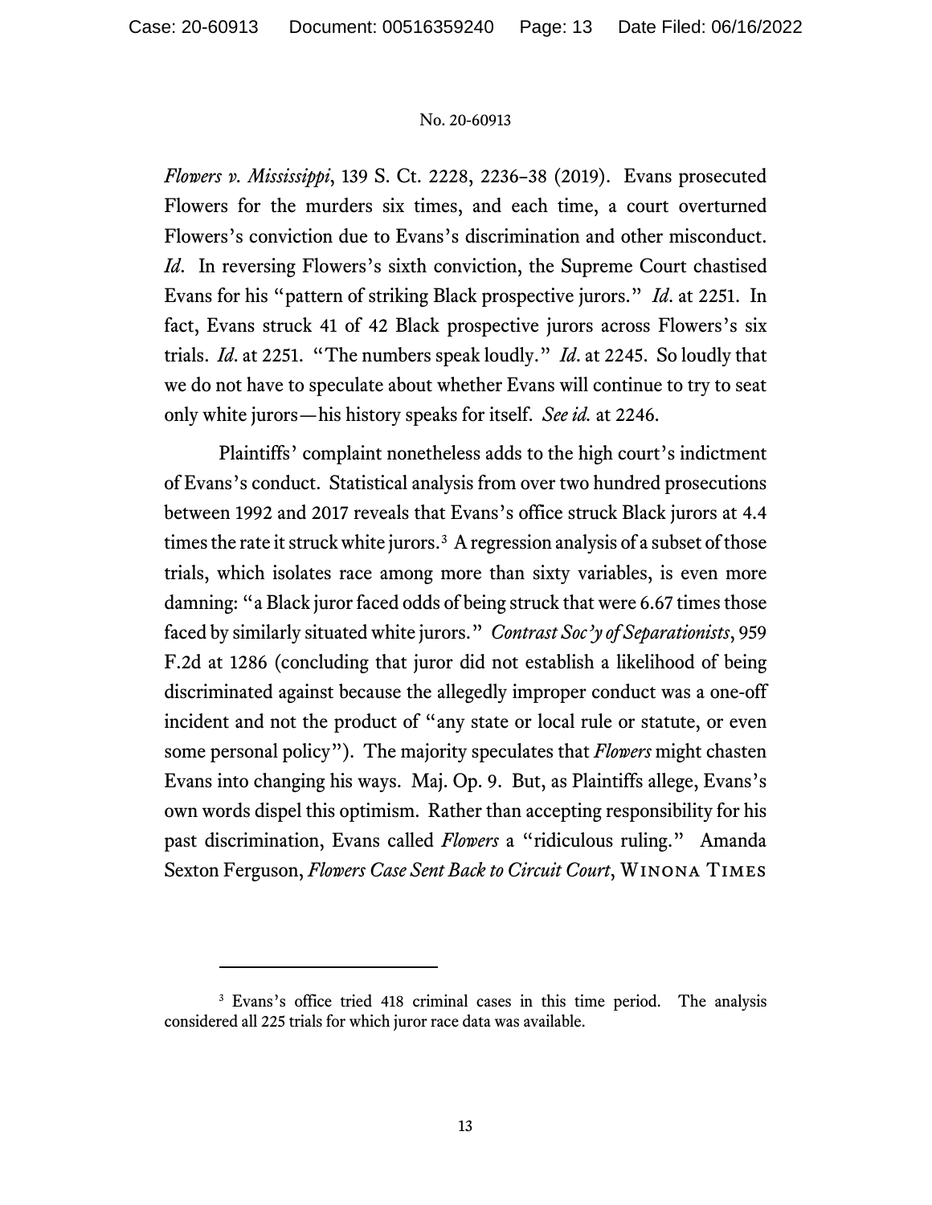*Flowers v. Mississippi*, 139 S. Ct. 2228, 2236–38 (2019). Evans prosecuted Flowers for the murders six times, and each time, a court overturned Flowers's conviction due to Evans's discrimination and other misconduct. *Id*. In reversing Flowers's sixth conviction, the Supreme Court chastised Evans for his "pattern of striking Black prospective jurors." *Id*. at 2251. In fact, Evans struck 41 of 42 Black prospective jurors across Flowers's six trials. *Id*. at 2251. "The numbers speak loudly." *Id*. at 2245. So loudly that we do not have to speculate about whether Evans will continue to try to seat only white jurors—his history speaks for itself. *See id.* at 2246.

Plaintiffs' complaint nonetheless adds to the high court's indictment of Evans's conduct. Statistical analysis from over two hundred prosecutions between 1992 and 2017 reveals that Evans's office struck Black jurors at 4.4 times the rate it struck white jurors.[3] A regression analysis of a subset of those trials, which isolates race among more than sixty variables, is even more damning: "a Black juror faced odds of being struck that were 6.67 times those faced by similarly situated white jurors." *Contrast Soc'y of Separationists*, 959 F.2d at 1286 (concluding that juror did not establish a likelihood of being discriminated against because the allegedly improper conduct was a one-off incident and not the product of "any state or local rule or statute, or even some personal policy"). The majority speculates that *Flowers* might chasten Evans into changing his ways. Maj. Op. 9. But, as Plaintiffs allege, Evans's own words dispel this optimism. Rather than accepting responsibility for his past discrimination, Evans called *Flowers* a "ridiculous ruling." Amanda Sexton Ferguson, *Flowers Case Sent Back to Circuit Court*, WINONA TIMES

[3] Evans's office tried 418 criminal cases in this time period. The analysis considered all 225 trials for which juror race data was available.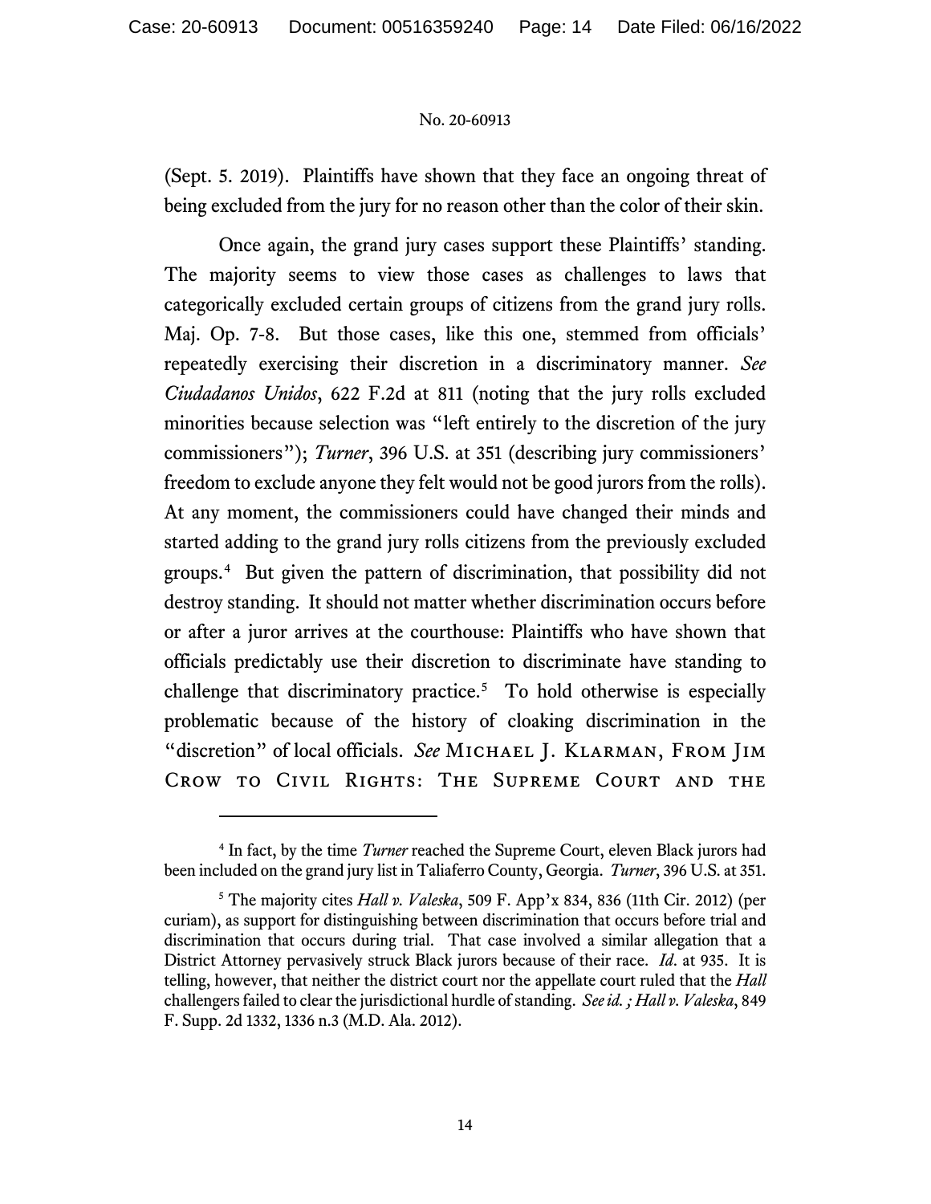(Sept. 5. 2019). Plaintiffs have shown that they face an ongoing threat of being excluded from the jury for no reason other than the color of their skin.

Once again, the grand jury cases support these Plaintiffs' standing. The majority seems to view those cases as challenges to laws that categorically excluded certain groups of citizens from the grand jury rolls. Maj. Op. 7-8. But those cases, like this one, stemmed from officials' repeatedly exercising their discretion in a discriminatory manner. *See Ciudadanos Unidos*, 622 F.2d at 811 (noting that the jury rolls excluded minorities because selection was "left entirely to the discretion of the jury commissioners"); *Turner*, 396 U.S. at 351 (describing jury commissioners' freedom to exclude anyone they felt would not be good jurors from the rolls). At any moment, the commissioners could have changed their minds and started adding to the grand jury rolls citizens from the previously excluded groups.[4] But given the pattern of discrimination, that possibility did not destroy standing. It should not matter whether discrimination occurs before or after a juror arrives at the courthouse: Plaintiffs who have shown that officials predictably use their discretion to discriminate have standing to challenge that discriminatory practice.[5] To hold otherwise is especially problematic because of the history of cloaking discrimination in the "discretion" of local officials. *See* MICHAEL J. KLARMAN, FROM JIM CROW TO CIVIL RIGHTS: THE SUPREME COURT AND THE

---

[4] In fact, by the time *Turner* reached the Supreme Court, eleven Black jurors had been included on the grand jury list in Taliaferro County, Georgia. *Turner*, 396 U.S. at 351.

[5] The majority cites *Hall v. Valeska*, 509 F. App'x 834, 836 (11th Cir. 2012) (per curiam), as support for distinguishing between discrimination that occurs before trial and discrimination that occurs during trial. That case involved a similar allegation that a District Attorney pervasively struck Black jurors because of their race. *Id*. at 935. It is telling, however, that neither the district court nor the appellate court ruled that the *Hall* challengers failed to clear the jurisdictional hurdle of standing. *See id. ; Hall v. Valeska*, 849 F. Supp. 2d 1332, 1336 n.3 (M.D. Ala. 2012).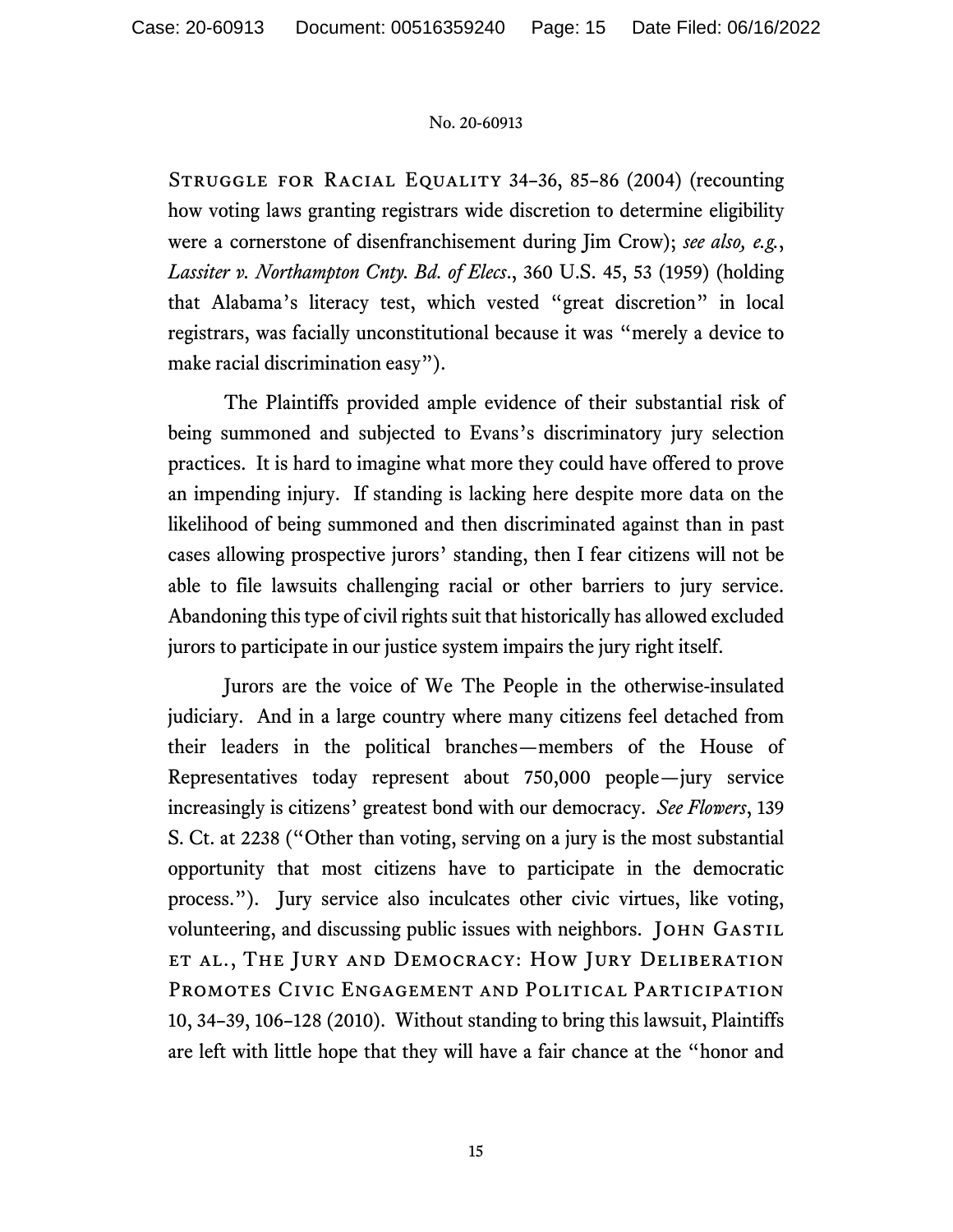STRUGGLE FOR RACIAL EQUALITY 34–36, 85–86 (2004) (recounting how voting laws granting registrars wide discretion to determine eligibility were a cornerstone of disenfranchisement during Jim Crow); *see also, e.g.*, *Lassiter v. Northampton Cnty. Bd. of Elecs.*, 360 U.S. 45, 53 (1959) (holding that Alabama's literacy test, which vested "great discretion" in local registrars, was facially unconstitutional because it was "merely a device to make racial discrimination easy").

The Plaintiffs provided ample evidence of their substantial risk of being summoned and subjected to Evans's discriminatory jury selection practices. It is hard to imagine what more they could have offered to prove an impending injury. If standing is lacking here despite more data on the likelihood of being summoned and then discriminated against than in past cases allowing prospective jurors' standing, then I fear citizens will not be able to file lawsuits challenging racial or other barriers to jury service. Abandoning this type of civil rights suit that historically has allowed excluded jurors to participate in our justice system impairs the jury right itself.

Jurors are the voice of We The People in the otherwise-insulated judiciary. And in a large country where many citizens feel detached from their leaders in the political branches—members of the House of Representatives today represent about 750,000 people—jury service increasingly is citizens' greatest bond with our democracy. *See Flowers*, 139 S. Ct. at 2238 ("Other than voting, serving on a jury is the most substantial opportunity that most citizens have to participate in the democratic process."). Jury service also inculcates other civic virtues, like voting, volunteering, and discussing public issues with neighbors. JOHN GASTIL ET AL., THE JURY AND DEMOCRACY: HOW JURY DELIBERATION PROMOTES CIVIC ENGAGEMENT AND POLITICAL PARTICIPATION 10, 34–39, 106–128 (2010). Without standing to bring this lawsuit, Plaintiffs are left with little hope that they will have a fair chance at the "honor and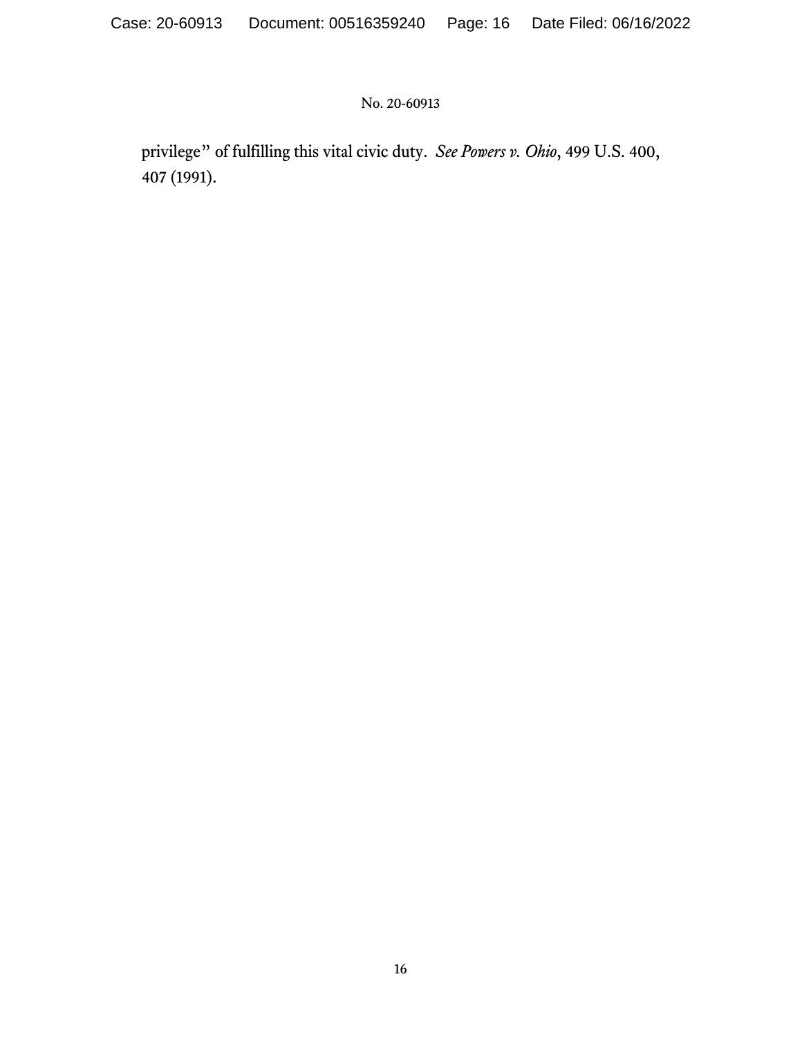privilege" of fulfilling this vital civic duty. *See Powers v. Ohio*, 499 U.S. 400, 407 (1991).